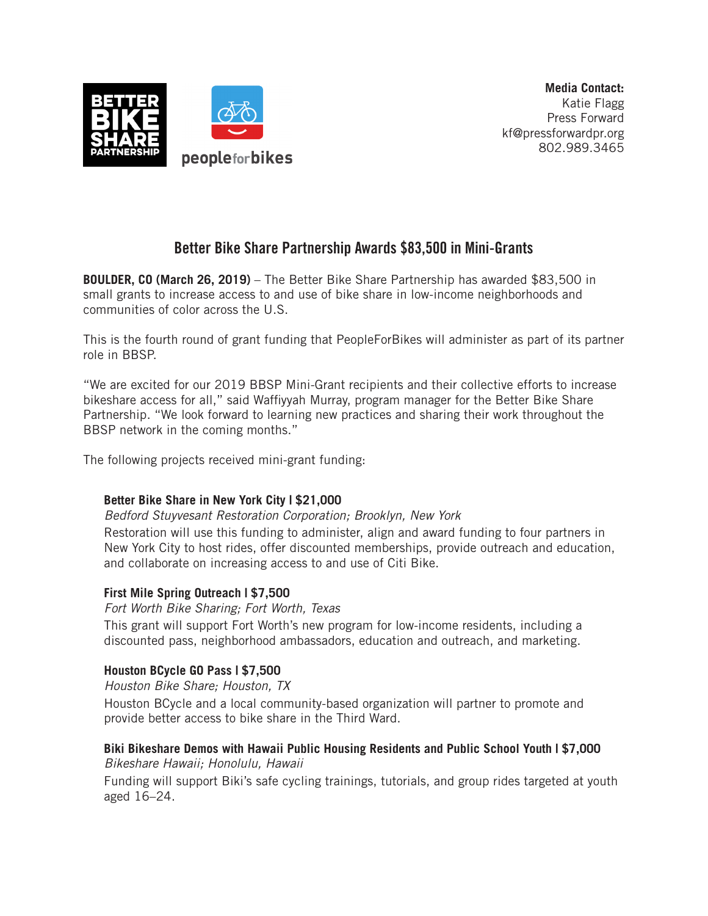**Media Contact:**
Katie Flagg
Press Forward
kf@pressforwardpr.org
802.989.3465

# Better Bike Share Partnership Awards $83,500 in Mini-Grants

**BOULDER, CO (March 26, 2019)** – The Better Bike Share Partnership has awarded $83,500 in small grants to increase access to and use of bike share in low-income neighborhoods and communities of color across the U.S.

This is the fourth round of grant funding that PeopleForBikes will administer as part of its partner role in BBSP.

"We are excited for our 2019 BBSP Mini-Grant recipients and their collective efforts to increase bikeshare access for all," said Waffiyyah Murray, program manager for the Better Bike Share Partnership. "We look forward to learning new practices and sharing their work throughout the BBSP network in the coming months."

The following projects received mini-grant funding:

**Better Bike Share in New York City | $21,000**
*Bedford Stuyvesant Restoration Corporation; Brooklyn, New York*
Restoration will use this funding to administer, align and award funding to four partners in New York City to host rides, offer discounted memberships, provide outreach and education, and collaborate on increasing access to and use of Citi Bike.

**First Mile Spring Outreach | $7,500**
*Fort Worth Bike Sharing; Fort Worth, Texas*
This grant will support Fort Worth's new program for low-income residents, including a discounted pass, neighborhood ambassadors, education and outreach, and marketing.

**Houston BCycle GO Pass | $7,500**
*Houston Bike Share; Houston, TX*
Houston BCycle and a local community-based organization will partner to promote and provide better access to bike share in the Third Ward.

**Biki Bikeshare Demos with Hawaii Public Housing Residents and Public School Youth | $7,000**
*Bikeshare Hawaii; Honolulu, Hawaii*
Funding will support Biki's safe cycling trainings, tutorials, and group rides targeted at youth aged 16–24.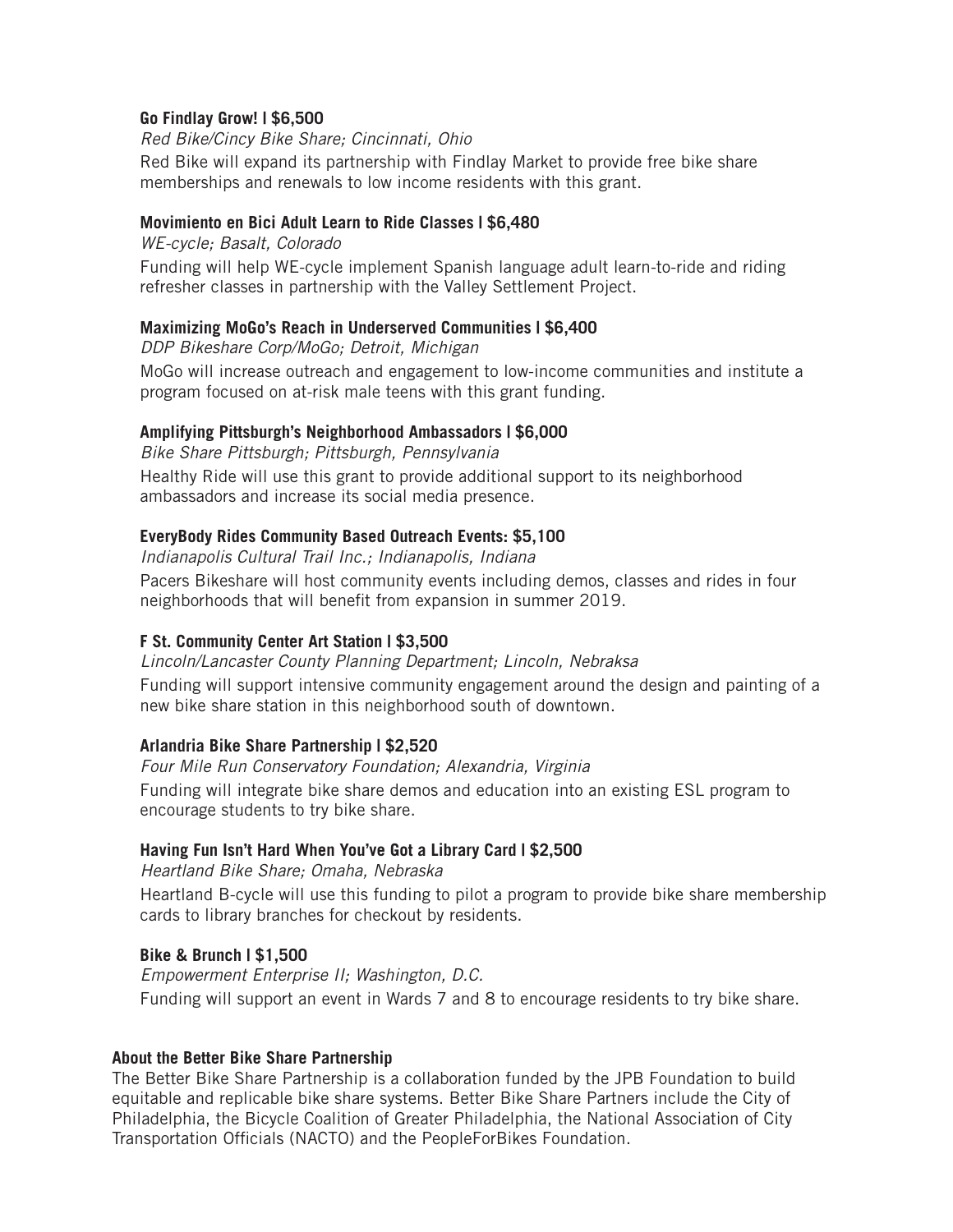**Go Findlay Grow! | $6,500**

*Red Bike/Cincy Bike Share; Cincinnati, Ohio*

Red Bike will expand its partnership with Findlay Market to provide free bike share memberships and renewals to low income residents with this grant.

**Movimiento en Bici Adult Learn to Ride Classes | $6,480**

*WE-cycle; Basalt, Colorado*

Funding will help WE-cycle implement Spanish language adult learn-to-ride and riding refresher classes in partnership with the Valley Settlement Project.

**Maximizing MoGo's Reach in Underserved Communities | $6,400**

*DDP Bikeshare Corp/MoGo; Detroit, Michigan*

MoGo will increase outreach and engagement to low-income communities and institute a program focused on at-risk male teens with this grant funding.

**Amplifying Pittsburgh's Neighborhood Ambassadors | $6,000**

*Bike Share Pittsburgh; Pittsburgh, Pennsylvania*

Healthy Ride will use this grant to provide additional support to its neighborhood ambassadors and increase its social media presence.

**EveryBody Rides Community Based Outreach Events: $5,100**

*Indianapolis Cultural Trail Inc.; Indianapolis, Indiana*

Pacers Bikeshare will host community events including demos, classes and rides in four neighborhoods that will benefit from expansion in summer 2019.

**F St. Community Center Art Station | $3,500**

*Lincoln/Lancaster County Planning Department; Lincoln, Nebraksa*

Funding will support intensive community engagement around the design and painting of a new bike share station in this neighborhood south of downtown.

**Arlandria Bike Share Partnership | $2,520**

*Four Mile Run Conservatory Foundation; Alexandria, Virginia*

Funding will integrate bike share demos and education into an existing ESL program to encourage students to try bike share.

**Having Fun Isn't Hard When You've Got a Library Card | $2,500**

*Heartland Bike Share; Omaha, Nebraska*

Heartland B-cycle will use this funding to pilot a program to provide bike share membership cards to library branches for checkout by residents.

**Bike & Brunch | $1,500**

*Empowerment Enterprise II; Washington, D.C.*

Funding will support an event in Wards 7 and 8 to encourage residents to try bike share.

**About the Better Bike Share Partnership**

The Better Bike Share Partnership is a collaboration funded by the JPB Foundation to build equitable and replicable bike share systems. Better Bike Share Partners include the City of Philadelphia, the Bicycle Coalition of Greater Philadelphia, the National Association of City Transportation Officials (NACTO) and the PeopleForBikes Foundation.